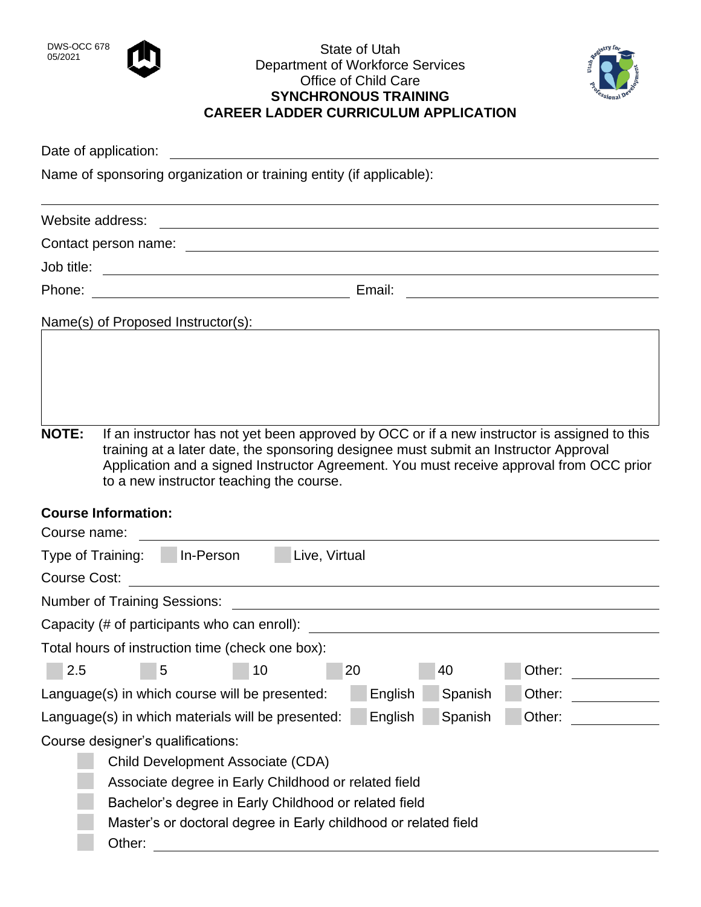DWS-OCC 678
05/2021

State of Utah
Department of Workforce Services
Office of Child Care

**SYNCHRONOUS TRAINING**
**CAREER LADDER CURRICULUM APPLICATION**

Date of application: ______________________________

Name of sponsoring organization or training entity (if applicable):

______________________________

Website address: ______________________________

Contact person name: ______________________________

Job title: ______________________________

Phone: ____________________ Email: ____________________

Name(s) of Proposed Instructor(s):

| |
|---|
| |

**NOTE:** If an instructor has not yet been approved by OCC or if a new instructor is assigned to this training at a later date, the sponsoring designee must submit an Instructor Approval Application and a signed Instructor Agreement. You must receive approval from OCC prior to a new instructor teaching the course.

**Course Information:**

Course name: ______________________________

Type of Training: ☐ In-Person ☐ Live, Virtual

Course Cost: ______________________________

Number of Training Sessions: ______________________________

Capacity (# of participants who can enroll): ______________________________

Total hours of instruction time (check one box):

☐ 2.5 ☐ 5 ☐ 10 ☐ 20 ☐ 40 ☐ Other: __________

Language(s) in which course will be presented: ☐ English ☐ Spanish ☐ Other: __________

Language(s) in which materials will be presented: ☐ English ☐ Spanish ☐ Other: __________

Course designer's qualifications:

- ☐ Child Development Associate (CDA)
- ☐ Associate degree in Early Childhood or related field
- ☐ Bachelor's degree in Early Childhood or related field
- ☐ Master's or doctoral degree in Early childhood or related field
- ☐ Other: ______________________________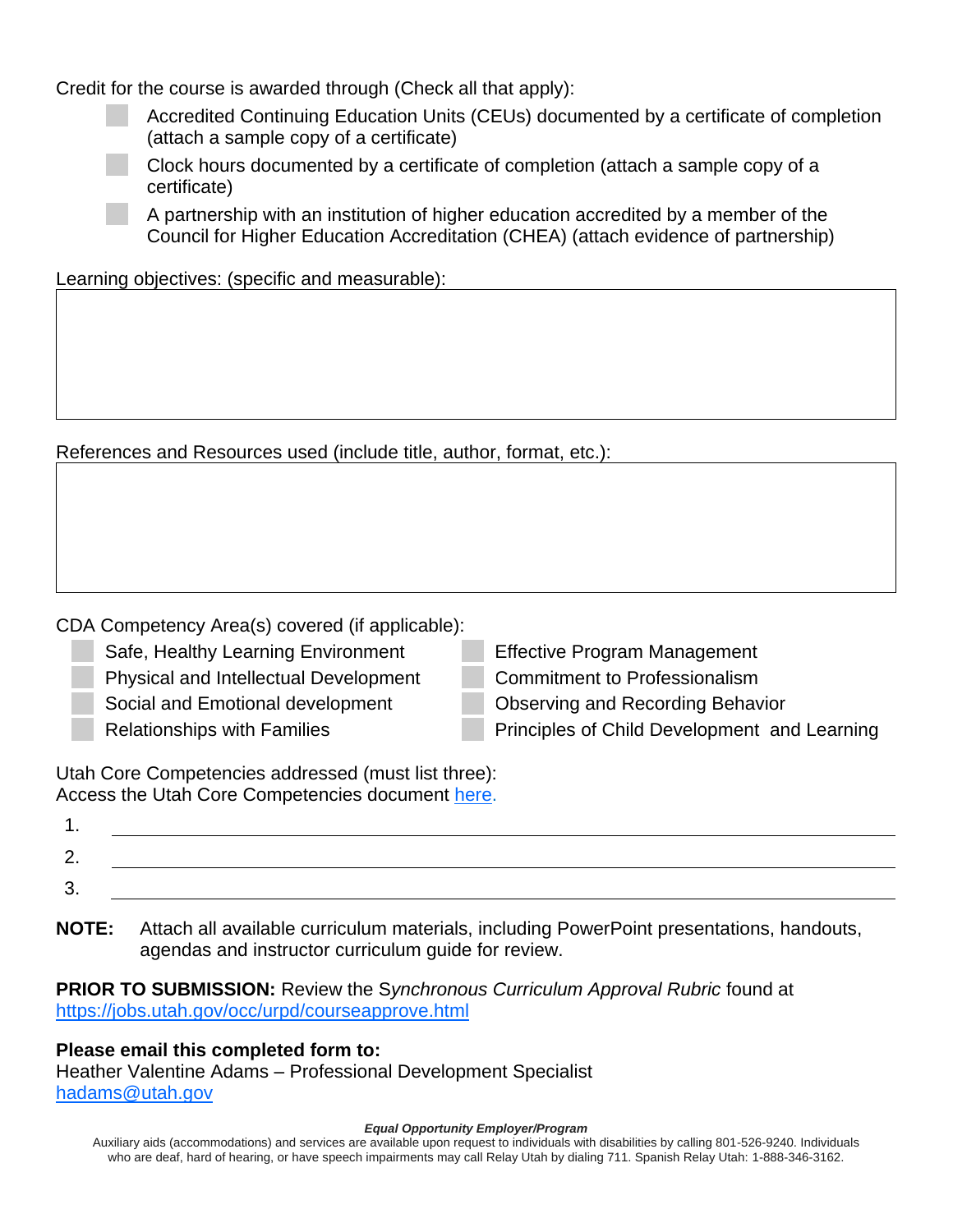Credit for the course is awarded through (Check all that apply):

- ☐ Accredited Continuing Education Units (CEUs) documented by a certificate of completion (attach a sample copy of a certificate)
- ☐ Clock hours documented by a certificate of completion (attach a sample copy of a certificate)
- ☐ A partnership with an institution of higher education accredited by a member of the Council for Higher Education Accreditation (CHEA) (attach evidence of partnership)

Learning objectives: (specific and measurable):

References and Resources used (include title, author, format, etc.):

CDA Competency Area(s) covered (if applicable):

- ☐ Safe, Healthy Learning Environment
- ☐ Physical and Intellectual Development
- ☐ Social and Emotional development
- ☐ Relationships with Families
- ☐ Effective Program Management
- ☐ Commitment to Professionalism
- ☐ Observing and Recording Behavior
- ☐ Principles of Child Development and Learning

Utah Core Competencies addressed (must list three):
Access the Utah Core Competencies document [here.]

1. \_\_\_\_\_\_\_\_\_\_\_\_\_\_\_\_\_\_\_\_\_\_\_\_\_\_\_\_\_\_
2. \_\_\_\_\_\_\_\_\_\_\_\_\_\_\_\_\_\_\_\_\_\_\_\_\_\_\_\_\_\_
3. \_\_\_\_\_\_\_\_\_\_\_\_\_\_\_\_\_\_\_\_\_\_\_\_\_\_\_\_\_\_

**NOTE:** Attach all available curriculum materials, including PowerPoint presentations, handouts, agendas and instructor curriculum guide for review.

**PRIOR TO SUBMISSION:** Review the *Synchronous Curriculum Approval Rubric* found at https://jobs.utah.gov/occ/urpd/courseapprove.html

**Please email this completed form to:**
Heather Valentine Adams – Professional Development Specialist
hadams@utah.gov

***Equal Opportunity Employer/Program***

Auxiliary aids (accommodations) and services are available upon request to individuals with disabilities by calling 801-526-9240. Individuals who are deaf, hard of hearing, or have speech impairments may call Relay Utah by dialing 711. Spanish Relay Utah: 1-888-346-3162.